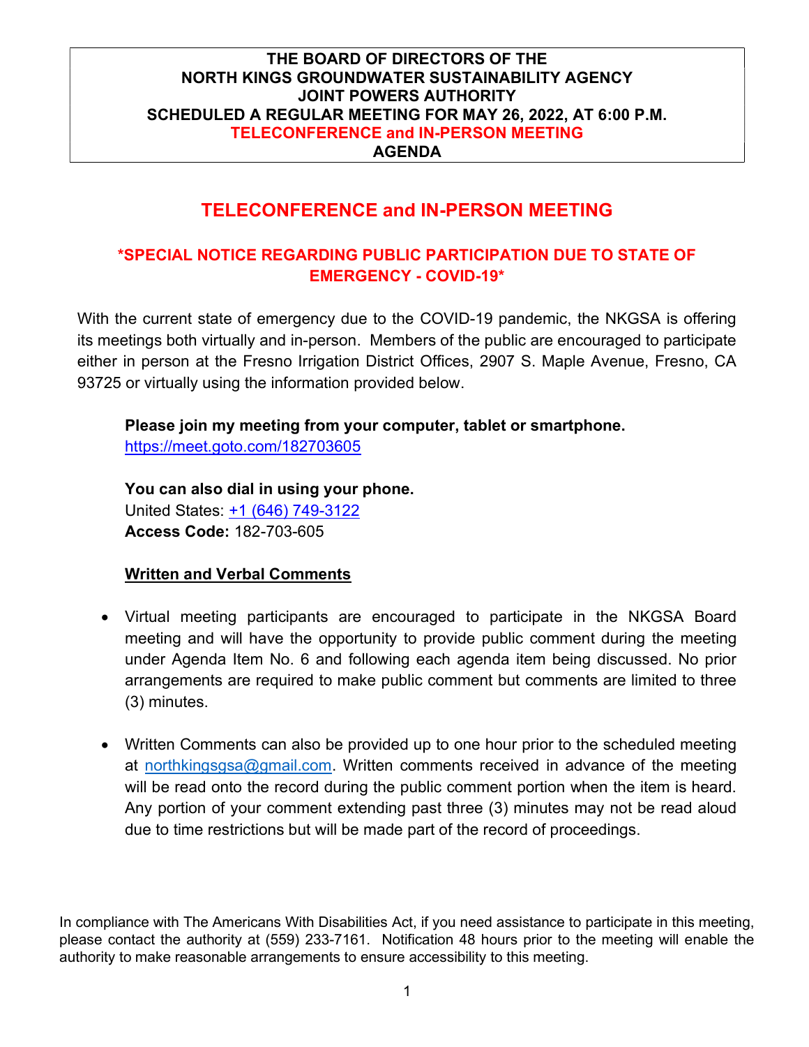**THE BOARD OF DIRECTORS OF THE**
**NORTH KINGS GROUNDWATER SUSTAINABILITY AGENCY**
**JOINT POWERS AUTHORITY**
**SCHEDULED A REGULAR MEETING FOR MAY 26, 2022, AT 6:00 P.M.**
**TELECONFERENCE and IN-PERSON MEETING**
**AGENDA**

# TELECONFERENCE and IN-PERSON MEETING

### *SPECIAL NOTICE REGARDING PUBLIC PARTICIPATION DUE TO STATE OF EMERGENCY - COVID-19*

With the current state of emergency due to the COVID-19 pandemic, the NKGSA is offering its meetings both virtually and in-person. Members of the public are encouraged to participate either in person at the Fresno Irrigation District Offices, 2907 S. Maple Avenue, Fresno, CA 93725 or virtually using the information provided below.

**Please join my meeting from your computer, tablet or smartphone.**
https://meet.goto.com/182703605

**You can also dial in using your phone.**
United States: +1 (646) 749-3122
**Access Code:** 182-703-605

**Written and Verbal Comments**

- Virtual meeting participants are encouraged to participate in the NKGSA Board meeting and will have the opportunity to provide public comment during the meeting under Agenda Item No. 6 and following each agenda item being discussed. No prior arrangements are required to make public comment but comments are limited to three (3) minutes.
- Written Comments can also be provided up to one hour prior to the scheduled meeting at northkingsgsa@gmail.com. Written comments received in advance of the meeting will be read onto the record during the public comment portion when the item is heard. Any portion of your comment extending past three (3) minutes may not be read aloud due to time restrictions but will be made part of the record of proceedings.

In compliance with The Americans With Disabilities Act, if you need assistance to participate in this meeting, please contact the authority at (559) 233-7161. Notification 48 hours prior to the meeting will enable the authority to make reasonable arrangements to ensure accessibility to this meeting.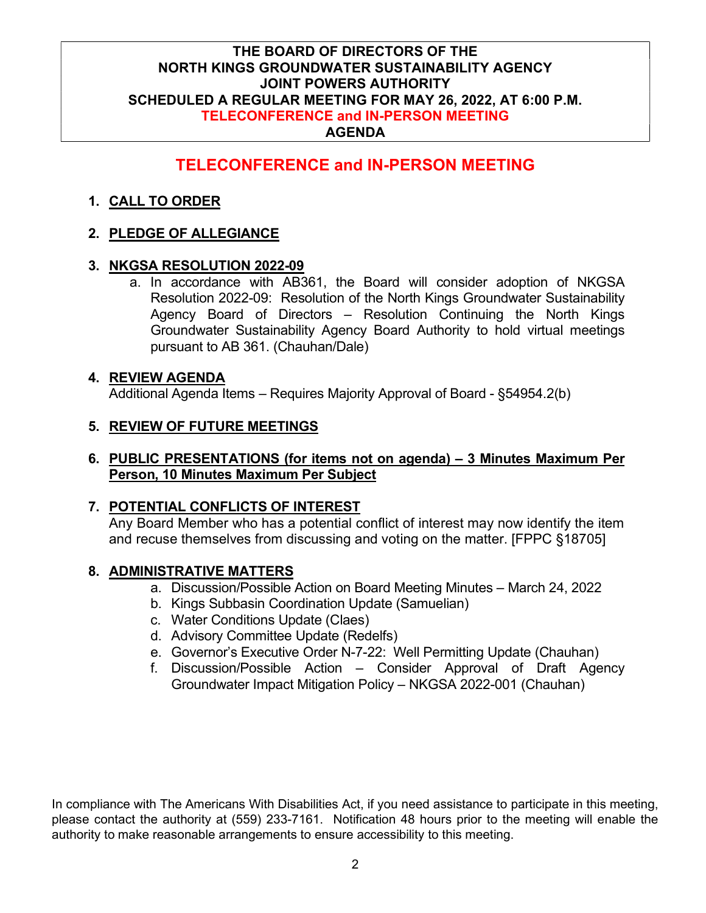**THE BOARD OF DIRECTORS OF THE**
**NORTH KINGS GROUNDWATER SUSTAINABILITY AGENCY**
**JOINT POWERS AUTHORITY**
**SCHEDULED A REGULAR MEETING FOR MAY 26, 2022, AT 6:00 P.M.**
**TELECONFERENCE and IN-PERSON MEETING**
**AGENDA**

## TELECONFERENCE and IN-PERSON MEETING

1. **CALL TO ORDER**

2. **PLEDGE OF ALLEGIANCE**

3. **NKGSA RESOLUTION 2022-09**
   a. In accordance with AB361, the Board will consider adoption of NKGSA Resolution 2022-09: Resolution of the North Kings Groundwater Sustainability Agency Board of Directors – Resolution Continuing the North Kings Groundwater Sustainability Agency Board Authority to hold virtual meetings pursuant to AB 361. (Chauhan/Dale)

4. **REVIEW AGENDA**
   Additional Agenda Items – Requires Majority Approval of Board - §54954.2(b)

5. **REVIEW OF FUTURE MEETINGS**

6. **PUBLIC PRESENTATIONS (for items not on agenda) – 3 Minutes Maximum Per Person, 10 Minutes Maximum Per Subject**

7. **POTENTIAL CONFLICTS OF INTEREST**
   Any Board Member who has a potential conflict of interest may now identify the item and recuse themselves from discussing and voting on the matter. [FPPC §18705]

8. **ADMINISTRATIVE MATTERS**
   a. Discussion/Possible Action on Board Meeting Minutes – March 24, 2022
   b. Kings Subbasin Coordination Update (Samuelian)
   c. Water Conditions Update (Claes)
   d. Advisory Committee Update (Redelfs)
   e. Governor's Executive Order N-7-22: Well Permitting Update (Chauhan)
   f. Discussion/Possible Action – Consider Approval of Draft Agency Groundwater Impact Mitigation Policy – NKGSA 2022-001 (Chauhan)

In compliance with The Americans With Disabilities Act, if you need assistance to participate in this meeting, please contact the authority at (559) 233-7161. Notification 48 hours prior to the meeting will enable the authority to make reasonable arrangements to ensure accessibility to this meeting.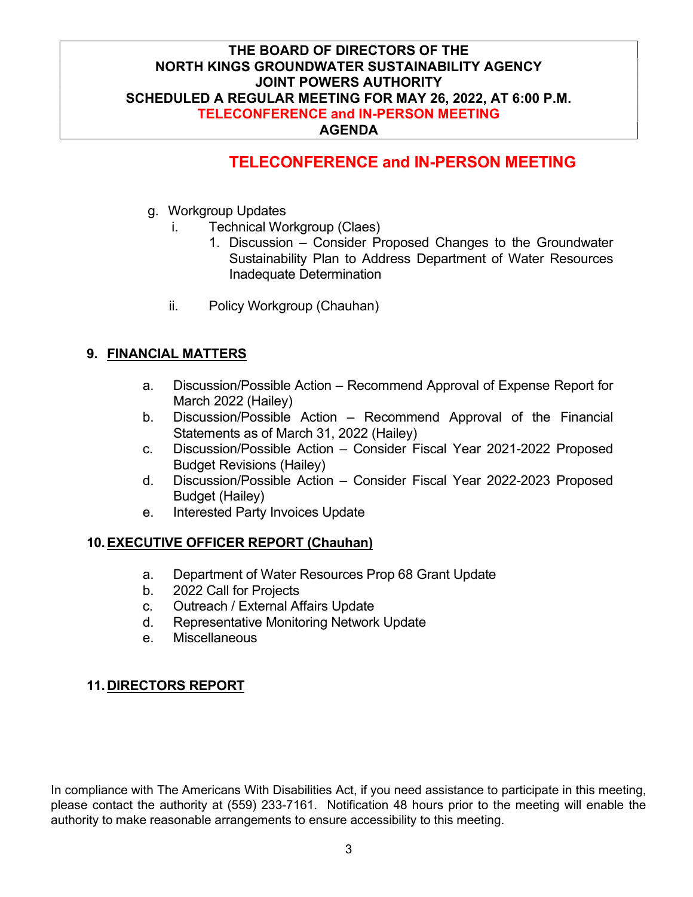**THE BOARD OF DIRECTORS OF THE**
**NORTH KINGS GROUNDWATER SUSTAINABILITY AGENCY**
**JOINT POWERS AUTHORITY**
**SCHEDULED A REGULAR MEETING FOR MAY 26, 2022, AT 6:00 P.M.**
**TELECONFERENCE and IN-PERSON MEETING**
**AGENDA**

## TELECONFERENCE and IN-PERSON MEETING

g. Workgroup Updates
   i. Technical Workgroup (Claes)
      1. Discussion – Consider Proposed Changes to the Groundwater Sustainability Plan to Address Department of Water Resources Inadequate Determination

   ii. Policy Workgroup (Chauhan)

## 9. FINANCIAL MATTERS

a. Discussion/Possible Action – Recommend Approval of Expense Report for March 2022 (Hailey)
b. Discussion/Possible Action – Recommend Approval of the Financial Statements as of March 31, 2022 (Hailey)
c. Discussion/Possible Action – Consider Fiscal Year 2021-2022 Proposed Budget Revisions (Hailey)
d. Discussion/Possible Action – Consider Fiscal Year 2022-2023 Proposed Budget (Hailey)
e. Interested Party Invoices Update

## 10. EXECUTIVE OFFICER REPORT (Chauhan)

a. Department of Water Resources Prop 68 Grant Update
b. 2022 Call for Projects
c. Outreach / External Affairs Update
d. Representative Monitoring Network Update
e. Miscellaneous

## 11. DIRECTORS REPORT

In compliance with The Americans With Disabilities Act, if you need assistance to participate in this meeting, please contact the authority at (559) 233-7161. Notification 48 hours prior to the meeting will enable the authority to make reasonable arrangements to ensure accessibility to this meeting.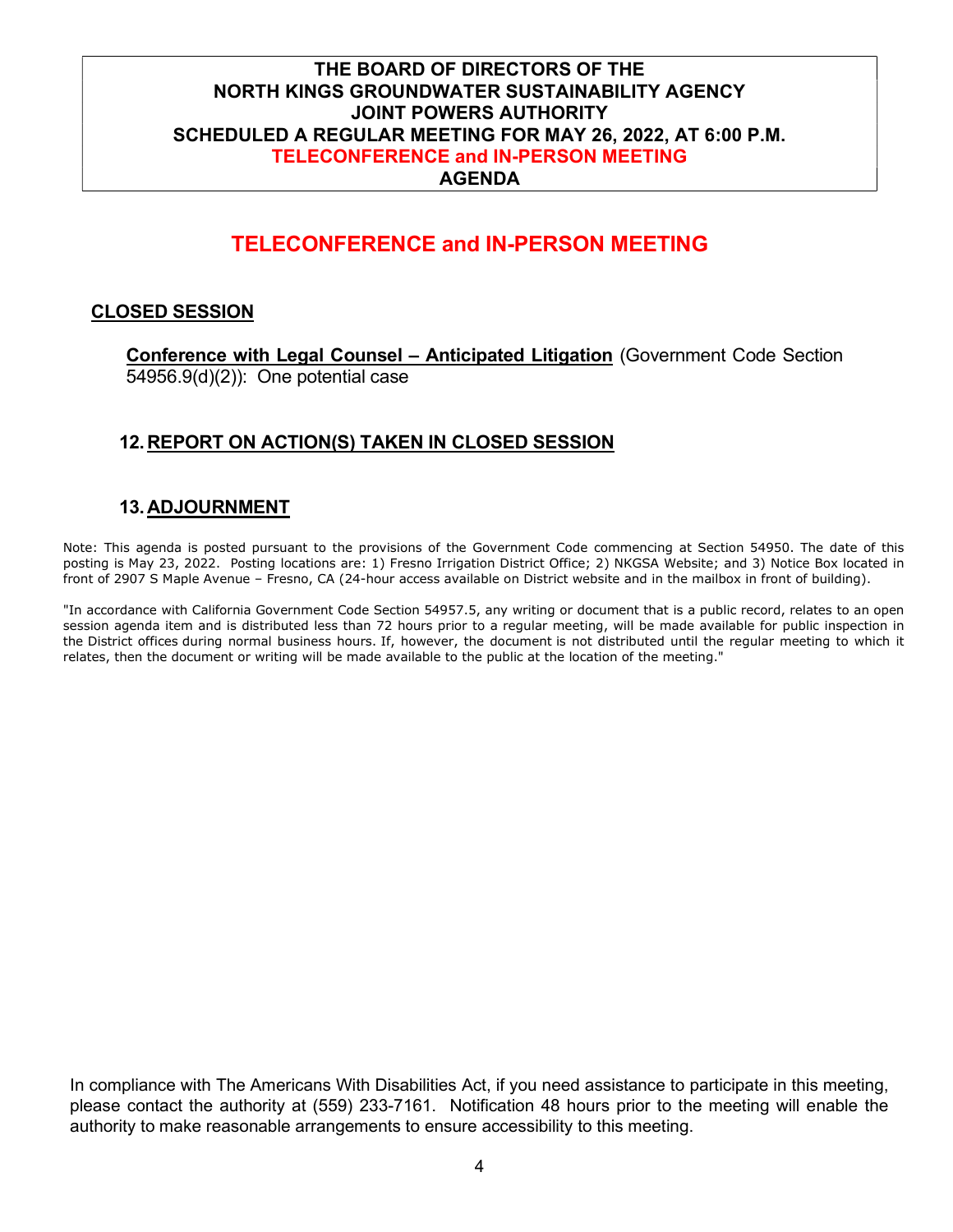**THE BOARD OF DIRECTORS OF THE**
**NORTH KINGS GROUNDWATER SUSTAINABILITY AGENCY**
**JOINT POWERS AUTHORITY**
**SCHEDULED A REGULAR MEETING FOR MAY 26, 2022, AT 6:00 P.M.**
**TELECONFERENCE and IN-PERSON MEETING**
**AGENDA**

# TELECONFERENCE and IN-PERSON MEETING

## CLOSED SESSION

**Conference with Legal Counsel – Anticipated Litigation** (Government Code Section 54956.9(d)(2)): One potential case

## 12. REPORT ON ACTION(S) TAKEN IN CLOSED SESSION

## 13. ADJOURNMENT

Note: This agenda is posted pursuant to the provisions of the Government Code commencing at Section 54950. The date of this posting is May 23, 2022. Posting locations are: 1) Fresno Irrigation District Office; 2) NKGSA Website; and 3) Notice Box located in front of 2907 S Maple Avenue – Fresno, CA (24-hour access available on District website and in the mailbox in front of building).

"In accordance with California Government Code Section 54957.5, any writing or document that is a public record, relates to an open session agenda item and is distributed less than 72 hours prior to a regular meeting, will be made available for public inspection in the District offices during normal business hours. If, however, the document is not distributed until the regular meeting to which it relates, then the document or writing will be made available to the public at the location of the meeting."

In compliance with The Americans With Disabilities Act, if you need assistance to participate in this meeting, please contact the authority at (559) 233-7161. Notification 48 hours prior to the meeting will enable the authority to make reasonable arrangements to ensure accessibility to this meeting.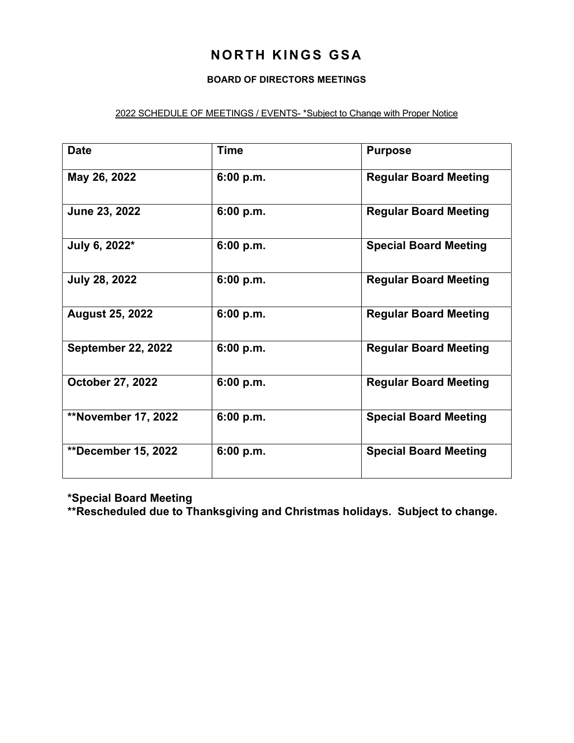# NORTH KINGS GSA

**BOARD OF DIRECTORS MEETINGS**

2022 SCHEDULE OF MEETINGS / EVENTS- *Subject to Change with Proper Notice

| Date | Time | Purpose |
|---|---|---|
| **May 26, 2022** | **6:00 p.m.** | **Regular Board Meeting** |
| **June 23, 2022** | **6:00 p.m.** | **Regular Board Meeting** |
| **July 6, 2022*** | **6:00 p.m.** | **Special Board Meeting** |
| **July 28, 2022** | **6:00 p.m.** | **Regular Board Meeting** |
| **August 25, 2022** | **6:00 p.m.** | **Regular Board Meeting** |
| **September 22, 2022** | **6:00 p.m.** | **Regular Board Meeting** |
| **October 27, 2022** | **6:00 p.m.** | **Regular Board Meeting** |
| ****November 17, 2022** | **6:00 p.m.** | **Special Board Meeting** |
| ****December 15, 2022** | **6:00 p.m.** | **Special Board Meeting** |

**\*Special Board Meeting**
**\*\*Rescheduled due to Thanksgiving and Christmas holidays. Subject to change.**